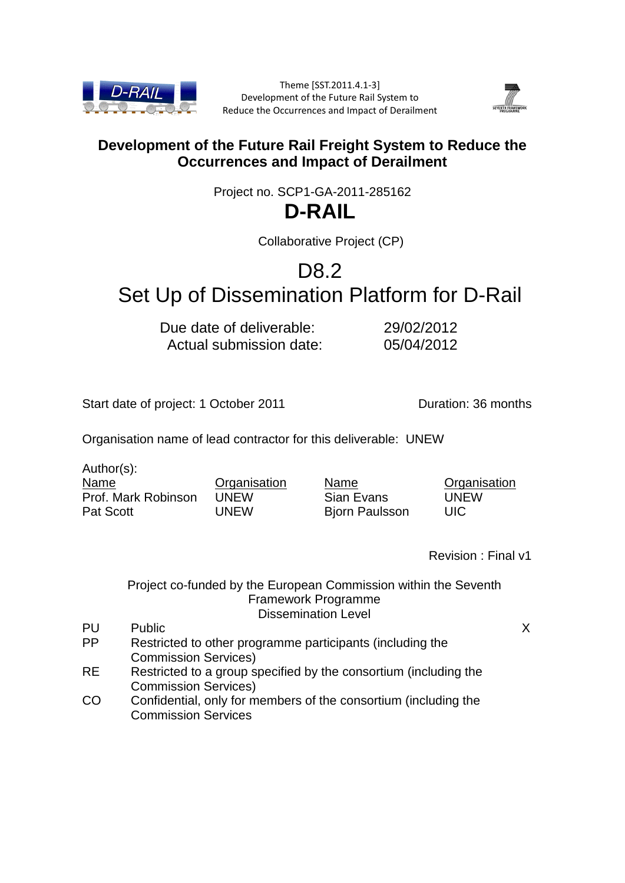Theme [SST.2011.4.1-3]
Development of the Future Rail System to
Reduce the Occurrences and Impact of Derailment

**Development of the Future Rail Freight System to Reduce the Occurrences and Impact of Derailment**

Project no. SCP1-GA-2011-285162

# D-RAIL

Collaborative Project (CP)

# D8.2
# Set Up of Dissemination Platform for D-Rail

Due date of deliverable: 29/02/2012
Actual submission date: 05/04/2012

Start date of project: 1 October 2011 Duration: 36 months

Organisation name of lead contractor for this deliverable: UNEW

Author(s):

| Name | Organisation | Name | Organisation |
|---|---|---|---|
| Prof. Mark Robinson | UNEW | Sian Evans | UNEW |
| Pat Scott | UNEW | Bjorn Paulsson | UIC |

Revision : Final v1

Project co-funded by the European Commission within the Seventh Framework Programme
Dissemination Level

| | | |
|---|---|---|
| PU | Public | X |
| PP | Restricted to other programme participants (including the Commission Services) | |
| RE | Restricted to a group specified by the consortium (including the Commission Services) | |
| CO | Confidential, only for members of the consortium (including the Commission Services | |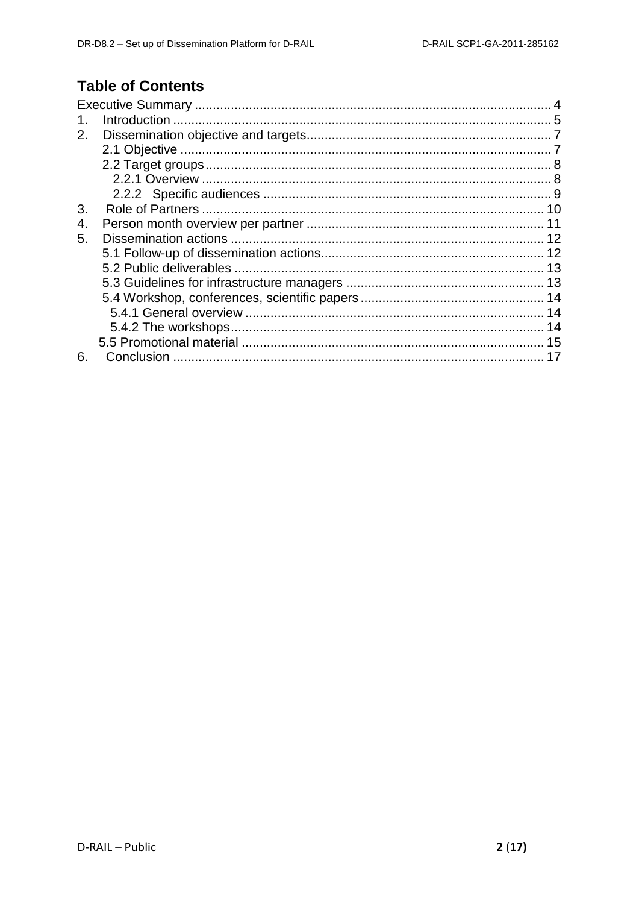## Table of Contents

Executive Summary .................................................................................................. 4
1. Introduction ........................................................................................................ 5
2. Dissemination objective and targets................................................................... 7
   2.1 Objective ...................................................................................................... 7
   2.2 Target groups............................................................................................... 8
      2.2.1 Overview ................................................................................................ 8
      2.2.2 Specific audiences ............................................................................... 9
3. Role of Partners .............................................................................................. 10
4. Person month overview per partner ................................................................. 11
5. Dissemination actions ...................................................................................... 12
   5.1 Follow-up of dissemination actions............................................................. 12
   5.2 Public deliverables ..................................................................................... 13
   5.3 Guidelines for infrastructure managers ...................................................... 13
   5.4 Workshop, conferences, scientific papers .................................................. 14
      5.4.1 General overview .................................................................................. 14
      5.4.2 The workshops...................................................................................... 14
   5.5 Promotional material .................................................................................... 15
6. Conclusion ....................................................................................................... 17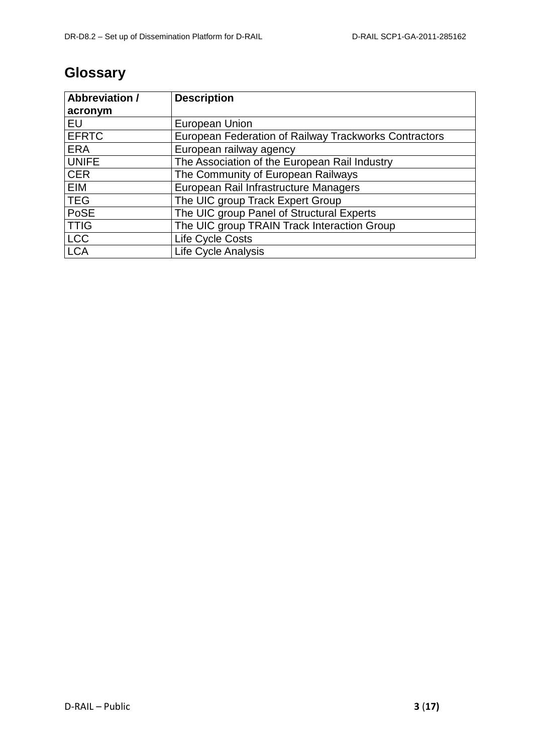# Glossary

| Abbreviation / acronym | Description |
|---|---|
| EU | European Union |
| EFRTC | European Federation of Railway Trackworks Contractors |
| ERA | European railway agency |
| UNIFE | The Association of the European Rail Industry |
| CER | The Community of European Railways |
| EIM | European Rail Infrastructure Managers |
| TEG | The UIC group Track Expert Group |
| PoSE | The UIC group Panel of Structural Experts |
| TTIG | The UIC group TRAIN Track Interaction Group |
| LCC | Life Cycle Costs |
| LCA | Life Cycle Analysis |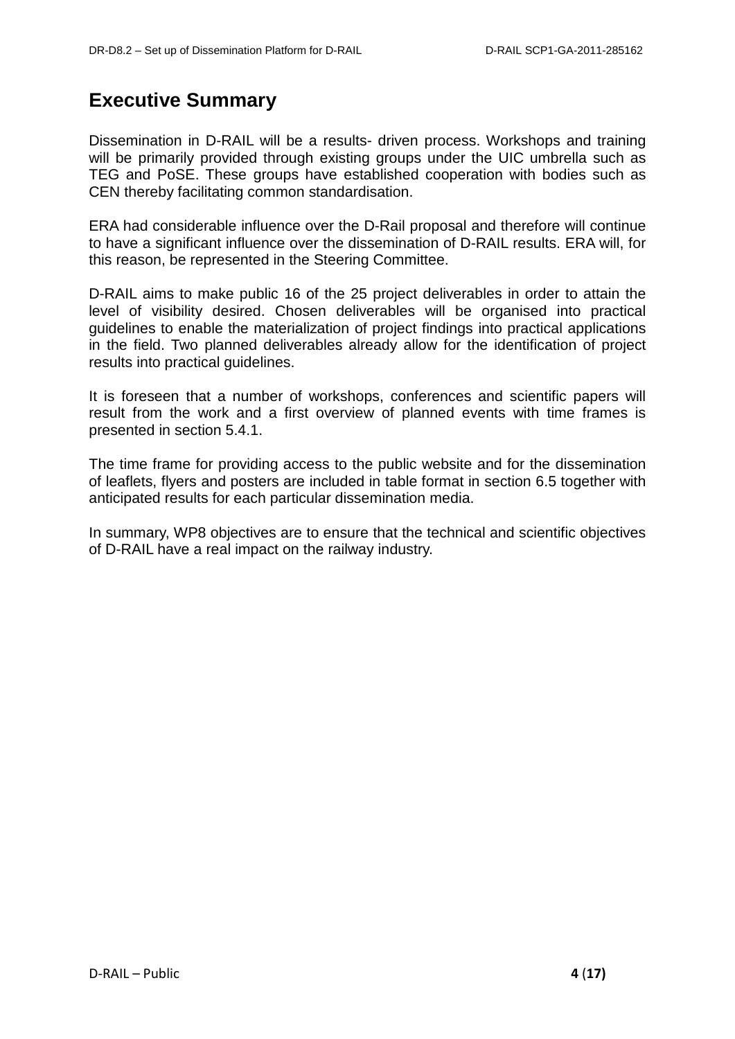# Executive Summary

Dissemination in D-RAIL will be a results- driven process. Workshops and training will be primarily provided through existing groups under the UIC umbrella such as TEG and PoSE. These groups have established cooperation with bodies such as CEN thereby facilitating common standardisation.

ERA had considerable influence over the D-Rail proposal and therefore will continue to have a significant influence over the dissemination of D-RAIL results. ERA will, for this reason, be represented in the Steering Committee.

D-RAIL aims to make public 16 of the 25 project deliverables in order to attain the level of visibility desired. Chosen deliverables will be organised into practical guidelines to enable the materialization of project findings into practical applications in the field. Two planned deliverables already allow for the identification of project results into practical guidelines.

It is foreseen that a number of workshops, conferences and scientific papers will result from the work and a first overview of planned events with time frames is presented in section 5.4.1.

The time frame for providing access to the public website and for the dissemination of leaflets, flyers and posters are included in table format in section 6.5 together with anticipated results for each particular dissemination media.

In summary, WP8 objectives are to ensure that the technical and scientific objectives of D-RAIL have a real impact on the railway industry.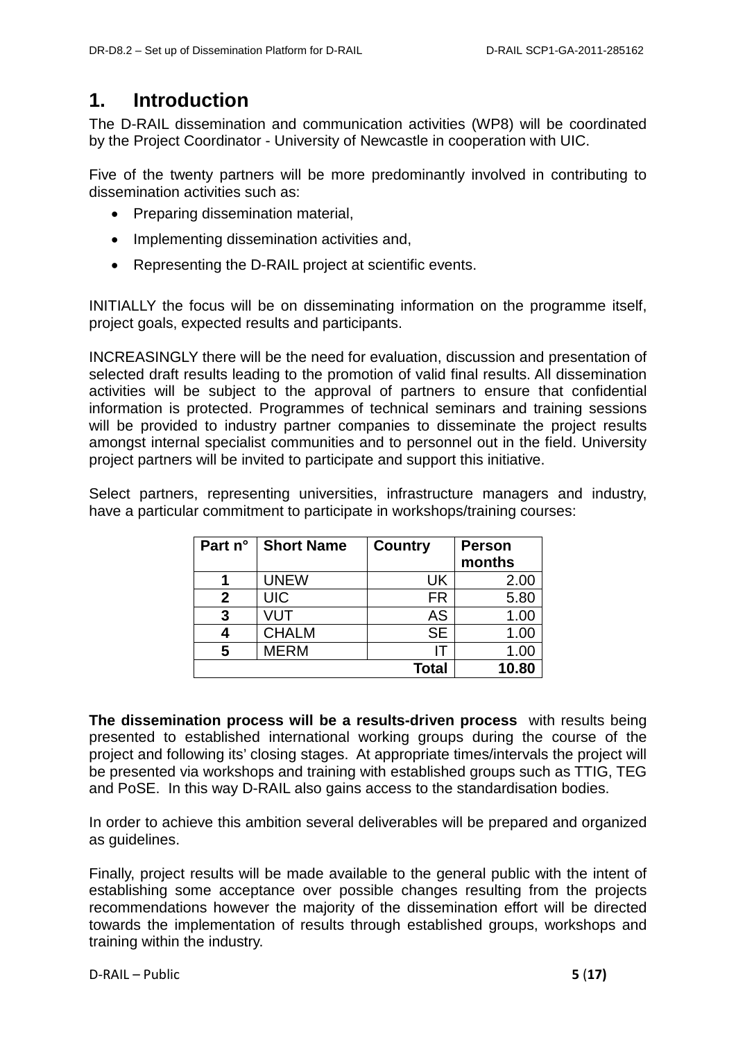# 1. Introduction

The D-RAIL dissemination and communication activities (WP8) will be coordinated by the Project Coordinator - University of Newcastle in cooperation with UIC.

Five of the twenty partners will be more predominantly involved in contributing to dissemination activities such as:

- Preparing dissemination material,
- Implementing dissemination activities and,
- Representing the D-RAIL project at scientific events.

INITIALLY the focus will be on disseminating information on the programme itself, project goals, expected results and participants.

INCREASINGLY there will be the need for evaluation, discussion and presentation of selected draft results leading to the promotion of valid final results. All dissemination activities will be subject to the approval of partners to ensure that confidential information is protected. Programmes of technical seminars and training sessions will be provided to industry partner companies to disseminate the project results amongst internal specialist communities and to personnel out in the field. University project partners will be invited to participate and support this initiative.

Select partners, representing universities, infrastructure managers and industry, have a particular commitment to participate in workshops/training courses:

| Part n° | Short Name | Country | Person months |
|---|---|---|---|
| 1 | UNEW | UK | 2.00 |
| 2 | UIC | FR | 5.80 |
| 3 | VUT | AS | 1.00 |
| 4 | CHALM | SE | 1.00 |
| 5 | MERM | IT | 1.00 |
| | | **Total** | **10.80** |

**The dissemination process will be a results-driven process** with results being presented to established international working groups during the course of the project and following its' closing stages. At appropriate times/intervals the project will be presented via workshops and training with established groups such as TTIG, TEG and PoSE. In this way D-RAIL also gains access to the standardisation bodies.

In order to achieve this ambition several deliverables will be prepared and organized as guidelines.

Finally, project results will be made available to the general public with the intent of establishing some acceptance over possible changes resulting from the projects recommendations however the majority of the dissemination effort will be directed towards the implementation of results through established groups, workshops and training within the industry.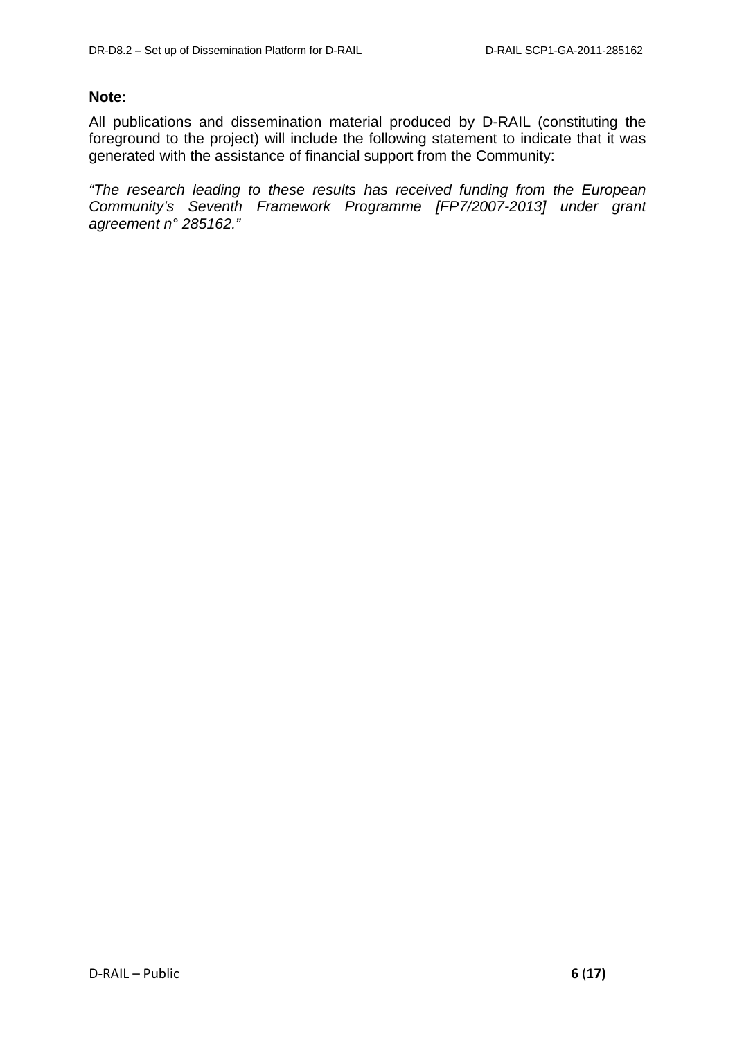**Note:**

All publications and dissemination material produced by D-RAIL (constituting the foreground to the project) will include the following statement to indicate that it was generated with the assistance of financial support from the Community:

*"The research leading to these results has received funding from the European Community's Seventh Framework Programme [FP7/2007-2013] under grant agreement n° 285162."*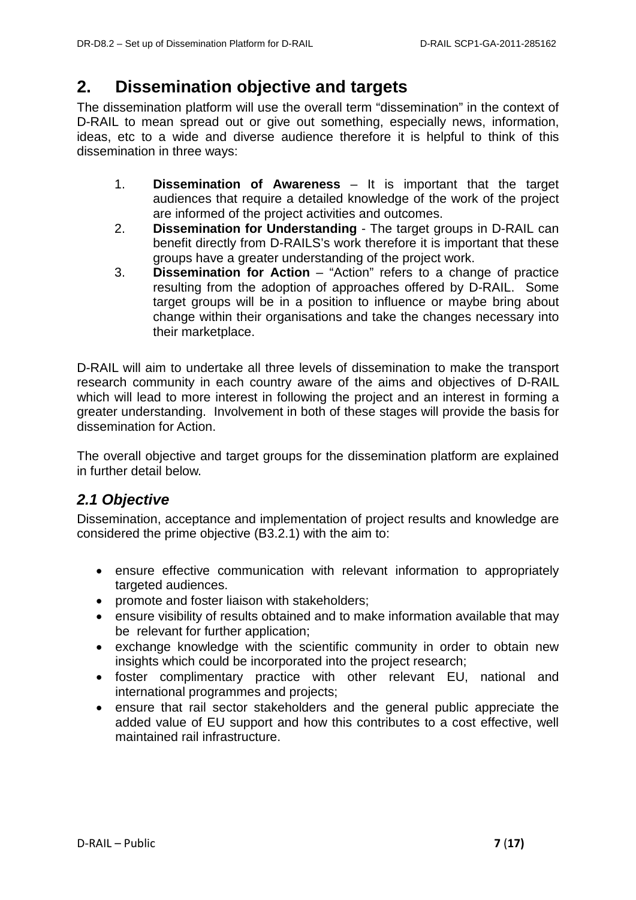# 2. Dissemination objective and targets

The dissemination platform will use the overall term "dissemination" in the context of D-RAIL to mean spread out or give out something, especially news, information, ideas, etc to a wide and diverse audience therefore it is helpful to think of this dissemination in three ways:

1. **Dissemination of Awareness** – It is important that the target audiences that require a detailed knowledge of the work of the project are informed of the project activities and outcomes.
2. **Dissemination for Understanding** - The target groups in D-RAIL can benefit directly from D-RAILS's work therefore it is important that these groups have a greater understanding of the project work.
3. **Dissemination for Action** – "Action" refers to a change of practice resulting from the adoption of approaches offered by D-RAIL. Some target groups will be in a position to influence or maybe bring about change within their organisations and take the changes necessary into their marketplace.

D-RAIL will aim to undertake all three levels of dissemination to make the transport research community in each country aware of the aims and objectives of D-RAIL which will lead to more interest in following the project and an interest in forming a greater understanding. Involvement in both of these stages will provide the basis for dissemination for Action.

The overall objective and target groups for the dissemination platform are explained in further detail below.

## *2.1 Objective*

Dissemination, acceptance and implementation of project results and knowledge are considered the prime objective (B3.2.1) with the aim to:

- ensure effective communication with relevant information to appropriately targeted audiences.
- promote and foster liaison with stakeholders;
- ensure visibility of results obtained and to make information available that may be relevant for further application;
- exchange knowledge with the scientific community in order to obtain new insights which could be incorporated into the project research;
- foster complimentary practice with other relevant EU, national and international programmes and projects;
- ensure that rail sector stakeholders and the general public appreciate the added value of EU support and how this contributes to a cost effective, well maintained rail infrastructure.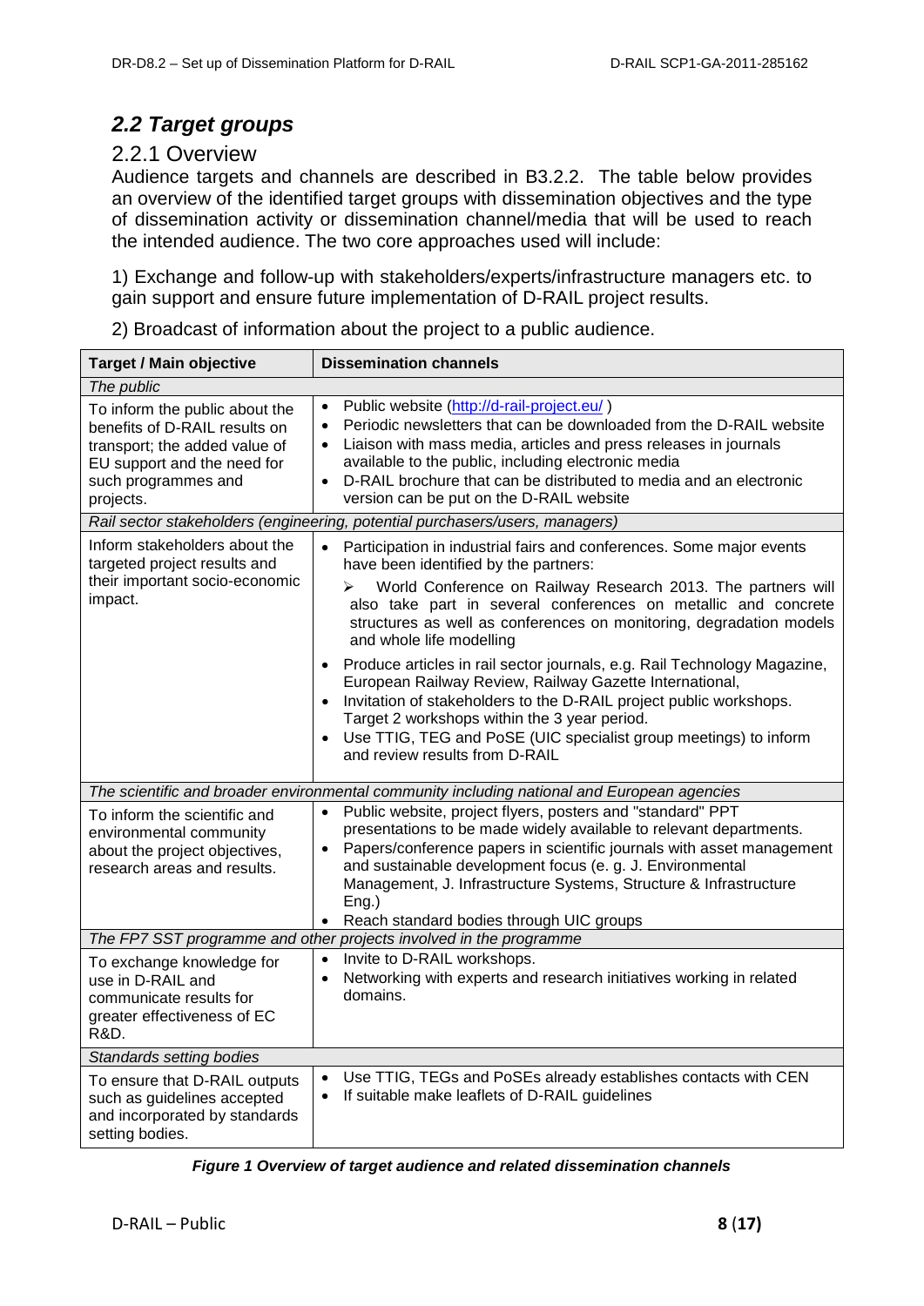## *2.2 Target groups*

### 2.2.1 Overview

Audience targets and channels are described in B3.2.2. The table below provides an overview of the identified target groups with dissemination objectives and the type of dissemination activity or dissemination channel/media that will be used to reach the intended audience. The two core approaches used will include:

1) Exchange and follow-up with stakeholders/experts/infrastructure managers etc. to gain support and ensure future implementation of D-RAIL project results.

2) Broadcast of information about the project to a public audience.

| Target / Main objective | Dissemination channels |
|---|---|
| *The public* | |
| To inform the public about the benefits of D-RAIL results on transport; the added value of EU support and the need for such programmes and projects. | • Public website (http://d-rail-project.eu/ )<br>• Periodic newsletters that can be downloaded from the D-RAIL website<br>• Liaison with mass media, articles and press releases in journals available to the public, including electronic media<br>• D-RAIL brochure that can be distributed to media and an electronic version can be put on the D-RAIL website |
| *Rail sector stakeholders (engineering, potential purchasers/users, managers)* | |
| Inform stakeholders about the targeted project results and their important socio-economic impact. | • Participation in industrial fairs and conferences. Some major events have been identified by the partners:<br>➢ World Conference on Railway Research 2013. The partners will also take part in several conferences on metallic and concrete structures as well as conferences on monitoring, degradation models and whole life modelling<br>• Produce articles in rail sector journals, e.g. Rail Technology Magazine, European Railway Review, Railway Gazette International,<br>• Invitation of stakeholders to the D-RAIL project public workshops. Target 2 workshops within the 3 year period.<br>• Use TTIG, TEG and PoSE (UIC specialist group meetings) to inform and review results from D-RAIL |
| *The scientific and broader environmental community including national and European agencies* | |
| To inform the scientific and environmental community about the project objectives, research areas and results. | • Public website, project flyers, posters and "standard" PPT presentations to be made widely available to relevant departments.<br>• Papers/conference papers in scientific journals with asset management and sustainable development focus (e. g. J. Environmental Management, J. Infrastructure Systems, Structure & Infrastructure Eng.)<br>• Reach standard bodies through UIC groups |
| *The FP7 SST programme and other projects involved in the programme* | |
| To exchange knowledge for use in D-RAIL and communicate results for greater effectiveness of EC R&D. | • Invite to D-RAIL workshops.<br>• Networking with experts and research initiatives working in related domains. |
| *Standards setting bodies* | |
| To ensure that D-RAIL outputs such as guidelines accepted and incorporated by standards setting bodies. | • Use TTIG, TEGs and PoSEs already establishes contacts with CEN<br>• If suitable make leaflets of D-RAIL guidelines |

***Figure 1 Overview of target audience and related dissemination channels***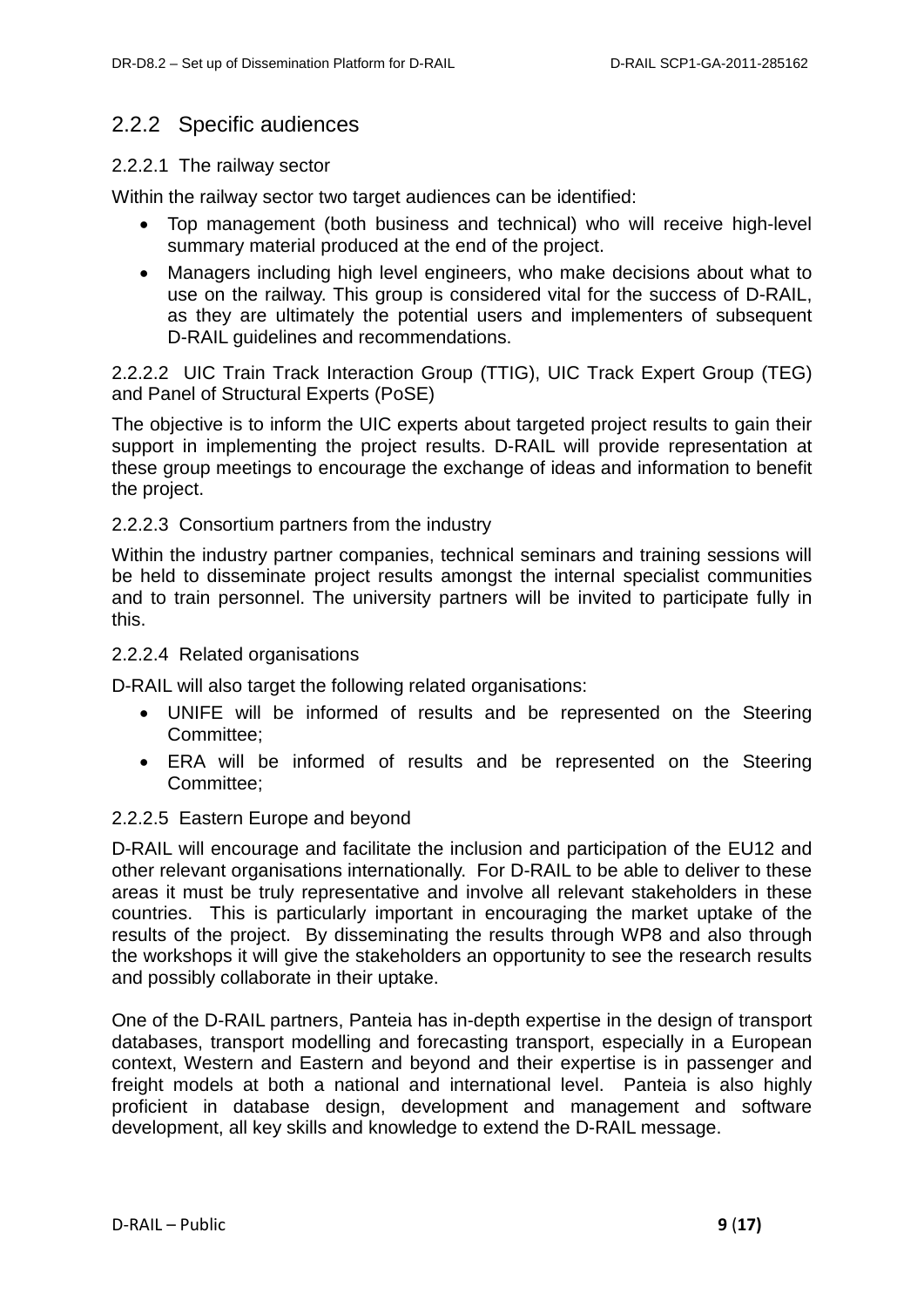## 2.2.2 Specific audiences

### 2.2.2.1 The railway sector

Within the railway sector two target audiences can be identified:

- Top management (both business and technical) who will receive high-level summary material produced at the end of the project.
- Managers including high level engineers, who make decisions about what to use on the railway. This group is considered vital for the success of D-RAIL, as they are ultimately the potential users and implementers of subsequent D-RAIL guidelines and recommendations.

### 2.2.2.2 UIC Train Track Interaction Group (TTIG), UIC Track Expert Group (TEG) and Panel of Structural Experts (PoSE)

The objective is to inform the UIC experts about targeted project results to gain their support in implementing the project results. D-RAIL will provide representation at these group meetings to encourage the exchange of ideas and information to benefit the project.

### 2.2.2.3 Consortium partners from the industry

Within the industry partner companies, technical seminars and training sessions will be held to disseminate project results amongst the internal specialist communities and to train personnel. The university partners will be invited to participate fully in this.

### 2.2.2.4 Related organisations

D-RAIL will also target the following related organisations:

- UNIFE will be informed of results and be represented on the Steering Committee;
- ERA will be informed of results and be represented on the Steering Committee;

### 2.2.2.5 Eastern Europe and beyond

D-RAIL will encourage and facilitate the inclusion and participation of the EU12 and other relevant organisations internationally. For D-RAIL to be able to deliver to these areas it must be truly representative and involve all relevant stakeholders in these countries. This is particularly important in encouraging the market uptake of the results of the project. By disseminating the results through WP8 and also through the workshops it will give the stakeholders an opportunity to see the research results and possibly collaborate in their uptake.

One of the D-RAIL partners, Panteia has in-depth expertise in the design of transport databases, transport modelling and forecasting transport, especially in a European context, Western and Eastern and beyond and their expertise is in passenger and freight models at both a national and international level. Panteia is also highly proficient in database design, development and management and software development, all key skills and knowledge to extend the D-RAIL message.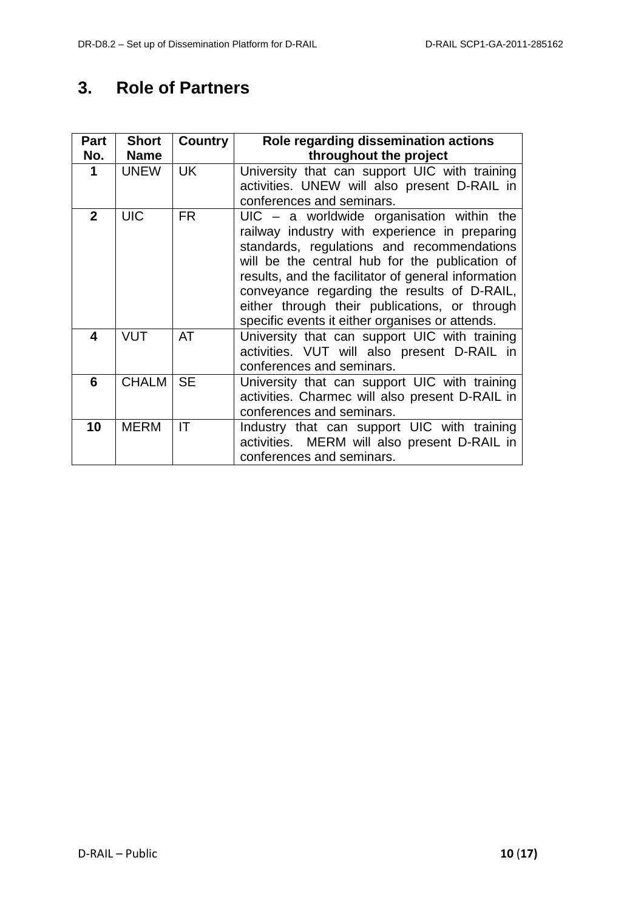# 3. Role of Partners

| Part No. | Short Name | Country | Role regarding dissemination actions throughout the project |
|---|---|---|---|
| **1** | UNEW | UK | University that can support UIC with training activities. UNEW will also present D-RAIL in conferences and seminars. |
| **2** | UIC | FR | UIC – a worldwide organisation within the railway industry with experience in preparing standards, regulations and recommendations will be the central hub for the publication of results, and the facilitator of general information conveyance regarding the results of D-RAIL, either through their publications, or through specific events it either organises or attends. |
| **4** | VUT | AT | University that can support UIC with training activities. VUT will also present D-RAIL in conferences and seminars. |
| **6** | CHALM | SE | University that can support UIC with training activities. Charmec will also present D-RAIL in conferences and seminars. |
| **10** | MERM | IT | Industry that can support UIC with training activities. MERM will also present D-RAIL in conferences and seminars. |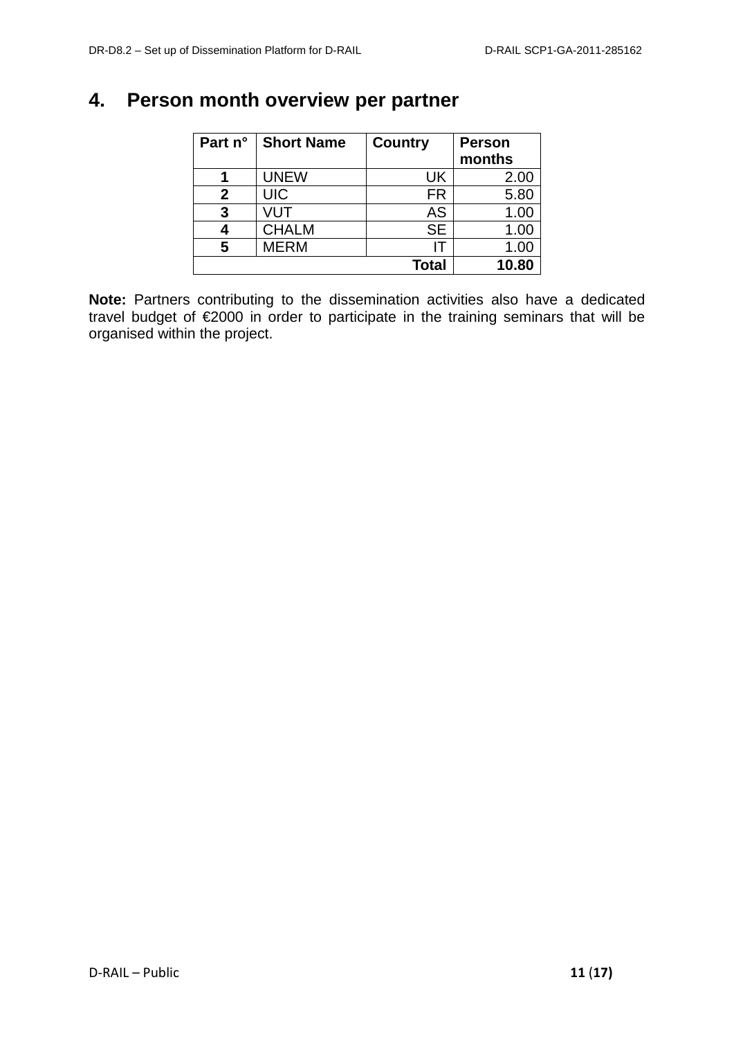# 4. Person month overview per partner

| Part n° | Short Name | Country | Person months |
|---|---|---|---|
| **1** | UNEW | UK | 2.00 |
| **2** | UIC | FR | 5.80 |
| **3** | VUT | AS | 1.00 |
| **4** | CHALM | SE | 1.00 |
| **5** | MERM | IT | 1.00 |
| | | **Total** | **10.80** |

**Note:** Partners contributing to the dissemination activities also have a dedicated travel budget of €2000 in order to participate in the training seminars that will be organised within the project.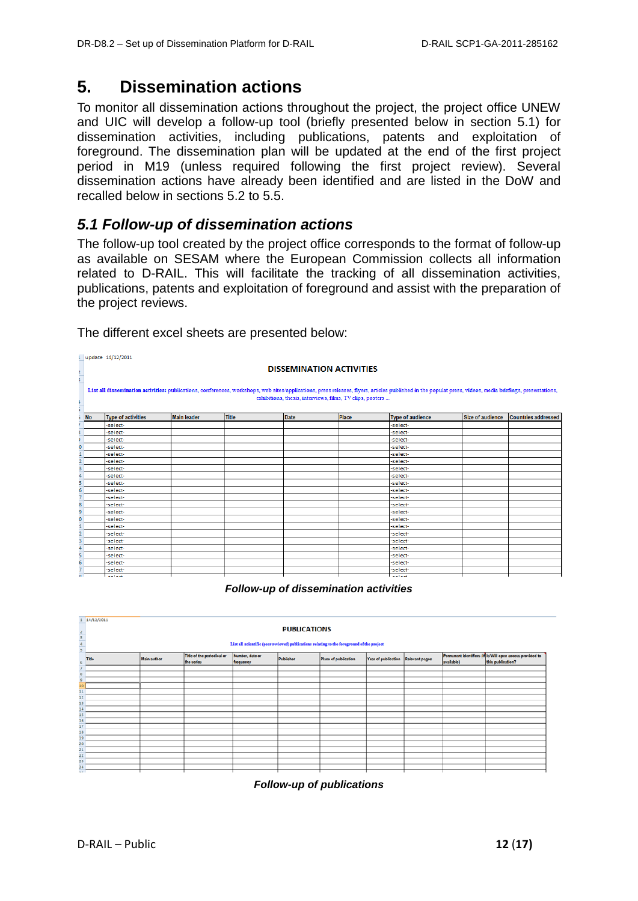# 5. Dissemination actions

To monitor all dissemination actions throughout the project, the project office UNEW and UIC will develop a follow-up tool (briefly presented below in section 5.1) for dissemination activities, including publications, patents and exploitation of foreground. The dissemination plan will be updated at the end of the first project period in M19 (unless required following the first project review). Several dissemination actions have already been identified and are listed in the DoW and recalled below in sections 5.2 to 5.5.

## *5.1 Follow-up of dissemination actions*

The follow-up tool created by the project office corresponds to the format of follow-up as available on SESAM where the European Commission collects all information related to D-RAIL. This will facilitate the tracking of all dissemination activities, publications, patents and exploitation of foreground and assist with the preparation of the project reviews.

The different excel sheets are presented below:

update 14/12/2011

**DISSEMINATION ACTIVITIES**

List all dissemination activities: publications, conferences, workshops, web sites/applications, press releases, flyers, articles published in the popular press, videos, media briefings, presentations, exhibitions, thesis, interviews, films, TV clips, posters ...

| No | Type of activities | Main leader | Title | Date | Place | Type of audience | Size of audience | Countries addressed |
|---|---|---|---|---|---|---|---|---|
| | -select- | | | | | -select- | | |
| | -select- | | | | | -select- | | |
| | -select- | | | | | -select- | | |
| | -select- | | | | | -select- | | |
| | -select- | | | | | -select- | | |
| | -select- | | | | | -select- | | |
| | -select- | | | | | -select- | | |
| | -select- | | | | | -select- | | |
| | -select- | | | | | -select- | | |
| | -select- | | | | | -select- | | |
| | -select- | | | | | -select- | | |
| | -select- | | | | | -select- | | |
| | -select- | | | | | -select- | | |
| | -select- | | | | | -select- | | |
| | -select- | | | | | -select- | | |
| | -select- | | | | | -select- | | |
| | -select- | | | | | -select- | | |
| | -select- | | | | | -select- | | |
| | -select- | | | | | -select- | | |
| | -select- | | | | | -select- | | |
| | -select- | | | | | -select- | | |

***Follow-up of dissemination activities***

14/12/2011

**PUBLICATIONS**

List all scientific (peer reviewed) publications relating to the foreground of the project

| Title | Main author | Title of the periodical or the series | Number, date or frequency | Publisher | Place of publication | Year of publication | Relevant pages | Permanent identifiers (if available) | Is/Will open access provided to this publication? |
|---|---|---|---|---|---|---|---|---|---|
| | | | | | | | | | |
| | | | | | | | | | |
| | | | | | | | | | |

***Follow-up of publications***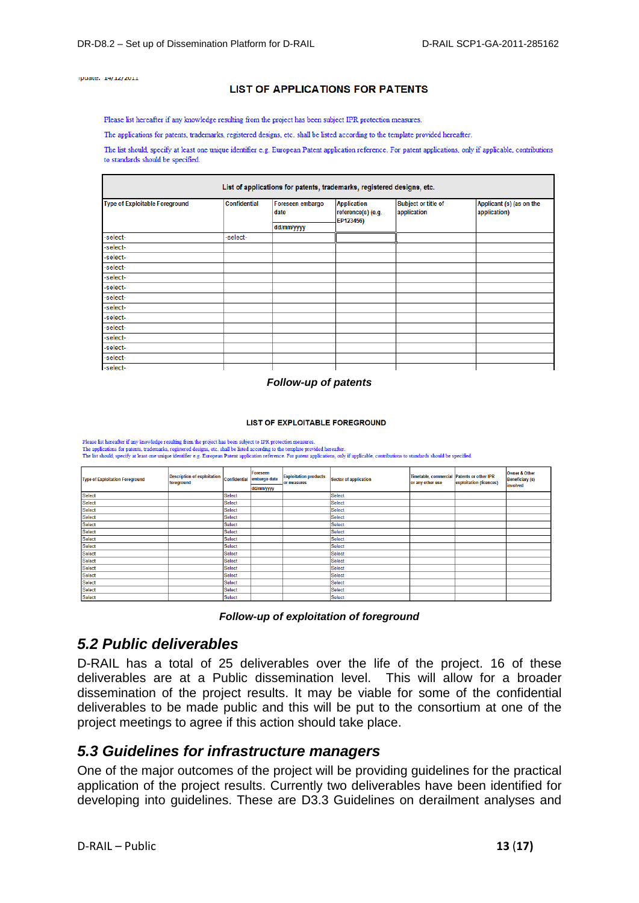Update: 14/12/2011

LIST OF APPLICATIONS FOR PATENTS

Please list hereafter if any knowledge resulting from the project has been subject IPR protection measures.

The applications for patents, trademarks, registered designs, etc. shall be listed according to the template provided hereafter.

The list should, specify at least one unique identifier e.g. European Patent application reference. For patent applications, only if applicable, contributions to standards should be specified.

| List of applications for patents, trademarks, registered designs, etc. | | | | | |
|---|---|---|---|---|---|
| Type of Exploitable Foreground | Confidential | Foreseen embargo date<br>dd/mm/yyyy | Application reference(s) (e.g. EP123456) | Subject or title of application | Applicant (s) (as on the application) |
| -select- | -select- | | | | |
| -select- | | | | | |
| -select- | | | | | |
| -select- | | | | | |
| -select- | | | | | |
| -select- | | | | | |
| -select- | | | | | |
| -select- | | | | | |
| -select- | | | | | |
| -select- | | | | | |
| -select- | | | | | |
| -select- | | | | | |
| -select- | | | | | |
| -select- | | | | | |

*Follow-up of patents*

LIST OF EXPLOITABLE FOREGROUND

Please list hereafter if any knowledge resulting from the project has been subject to IPR protection measures.
The applications for patents, trademarks, registered designs, etc. shall be listed according to the template provided hereafter.
The list should, specify at least one unique identifier e.g. European Patent application reference. For patent applications, only if applicable, contributions to standards should be specified.

| Type of Exploitation Foreground | Description of exploitation foreground | Confidential | Foreseen embargo date<br>dd/mm/yyyy | Exploitation products or measures | Sector of application | Timetable, commercial or any other use | Patents or other IPR exploitation (licences) | Owner & Other Beneficiary (s) involved |
|---|---|---|---|---|---|---|---|---|
| Select | | Select | | | Select | | | |
| Select | | Select | | | Select | | | |
| Select | | Select | | | Select | | | |
| Select | | Select | | | Select | | | |
| Select | | Select | | | Select | | | |
| Select | | Select | | | Select | | | |
| Select | | Select | | | Select | | | |
| Select | | Select | | | Select | | | |
| Select | | Select | | | Select | | | |
| Select | | Select | | | Select | | | |
| Select | | Select | | | Select | | | |
| Select | | Select | | | Select | | | |
| Select | | Select | | | Select | | | |
| Select | | Select | | | Select | | | |
| Select | | Select | | | Select | | | |

*Follow-up of exploitation of foreground*

## 5.2 Public deliverables

D-RAIL has a total of 25 deliverables over the life of the project. 16 of these deliverables are at a Public dissemination level. This will allow for a broader dissemination of the project results. It may be viable for some of the confidential deliverables to be made public and this will be put to the consortium at one of the project meetings to agree if this action should take place.

## 5.3 Guidelines for infrastructure managers

One of the major outcomes of the project will be providing guidelines for the practical application of the project results. Currently two deliverables have been identified for developing into guidelines. These are D3.3 Guidelines on derailment analyses and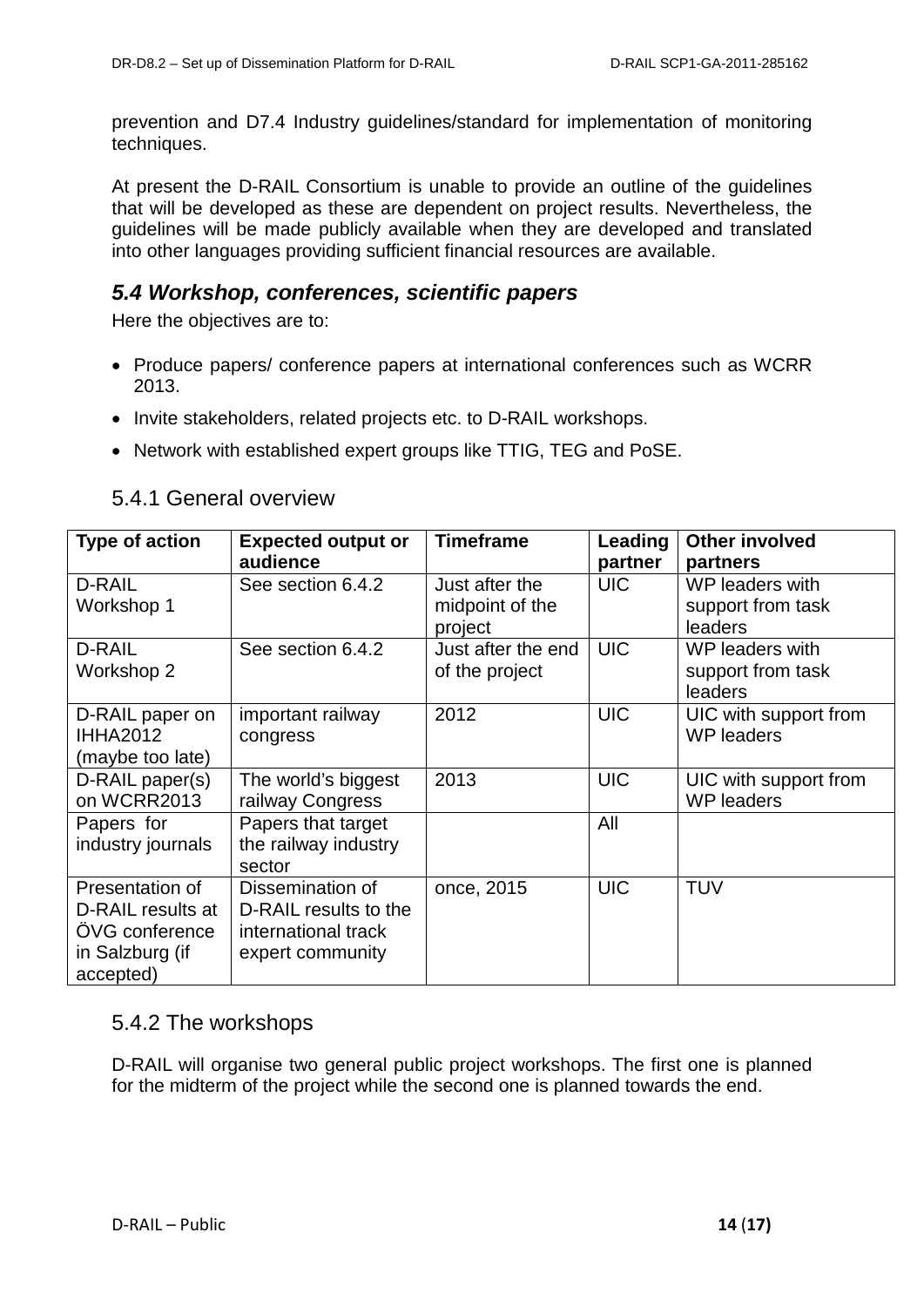prevention and D7.4 Industry guidelines/standard for implementation of monitoring techniques.

At present the D-RAIL Consortium is unable to provide an outline of the guidelines that will be developed as these are dependent on project results. Nevertheless, the guidelines will be made publicly available when they are developed and translated into other languages providing sufficient financial resources are available.

## *5.4 Workshop, conferences, scientific papers*

Here the objectives are to:

- Produce papers/ conference papers at international conferences such as WCRR 2013.
- Invite stakeholders, related projects etc. to D-RAIL workshops.
- Network with established expert groups like TTIG, TEG and PoSE.

### 5.4.1 General overview

| Type of action | Expected output or audience | Timeframe | Leading partner | Other involved partners |
|---|---|---|---|---|
| D-RAIL Workshop 1 | See section 6.4.2 | Just after the midpoint of the project | UIC | WP leaders with support from task leaders |
| D-RAIL Workshop 2 | See section 6.4.2 | Just after the end of the project | UIC | WP leaders with support from task leaders |
| D-RAIL paper on IHHA2012 (maybe too late) | important railway congress | 2012 | UIC | UIC with support from WP leaders |
| D-RAIL paper(s) on WCRR2013 | The world's biggest railway Congress | 2013 | UIC | UIC with support from WP leaders |
| Papers for industry journals | Papers that target the railway industry sector | | All | |
| Presentation of D-RAIL results at ÖVG conference in Salzburg (if accepted) | Dissemination of D-RAIL results to the international track expert community | once, 2015 | UIC | TUV |

### 5.4.2 The workshops

D-RAIL will organise two general public project workshops. The first one is planned for the midterm of the project while the second one is planned towards the end.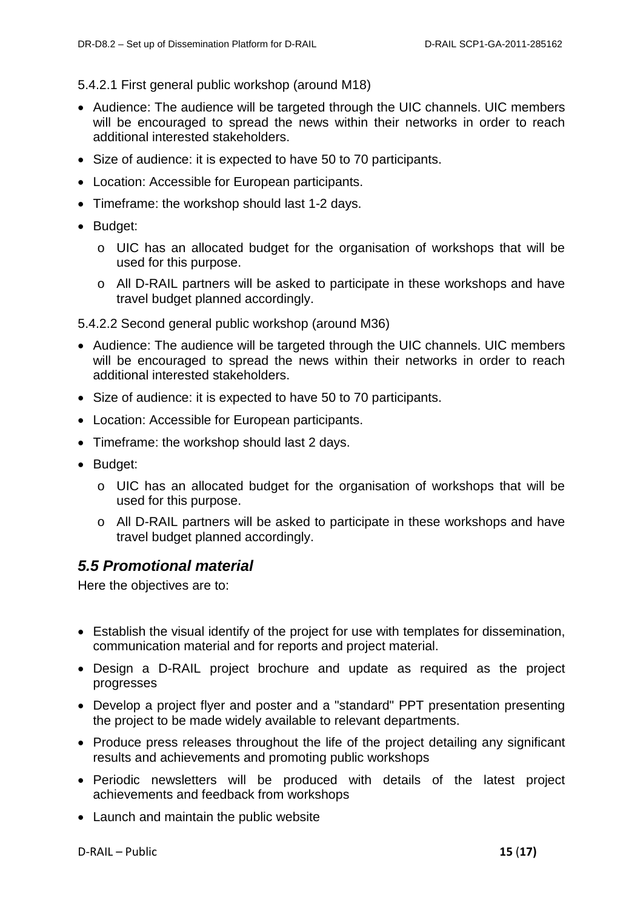5.4.2.1 First general public workshop (around M18)

- Audience: The audience will be targeted through the UIC channels. UIC members will be encouraged to spread the news within their networks in order to reach additional interested stakeholders.
- Size of audience: it is expected to have 50 to 70 participants.
- Location: Accessible for European participants.
- Timeframe: the workshop should last 1-2 days.
- Budget:
  - UIC has an allocated budget for the organisation of workshops that will be used for this purpose.
  - All D-RAIL partners will be asked to participate in these workshops and have travel budget planned accordingly.

5.4.2.2 Second general public workshop (around M36)

- Audience: The audience will be targeted through the UIC channels. UIC members will be encouraged to spread the news within their networks in order to reach additional interested stakeholders.
- Size of audience: it is expected to have 50 to 70 participants.
- Location: Accessible for European participants.
- Timeframe: the workshop should last 2 days.
- Budget:
  - UIC has an allocated budget for the organisation of workshops that will be used for this purpose.
  - All D-RAIL partners will be asked to participate in these workshops and have travel budget planned accordingly.

## *5.5 Promotional material*

Here the objectives are to:

- Establish the visual identify of the project for use with templates for dissemination, communication material and for reports and project material.
- Design a D-RAIL project brochure and update as required as the project progresses
- Develop a project flyer and poster and a "standard" PPT presentation presenting the project to be made widely available to relevant departments.
- Produce press releases throughout the life of the project detailing any significant results and achievements and promoting public workshops
- Periodic newsletters will be produced with details of the latest project achievements and feedback from workshops
- Launch and maintain the public website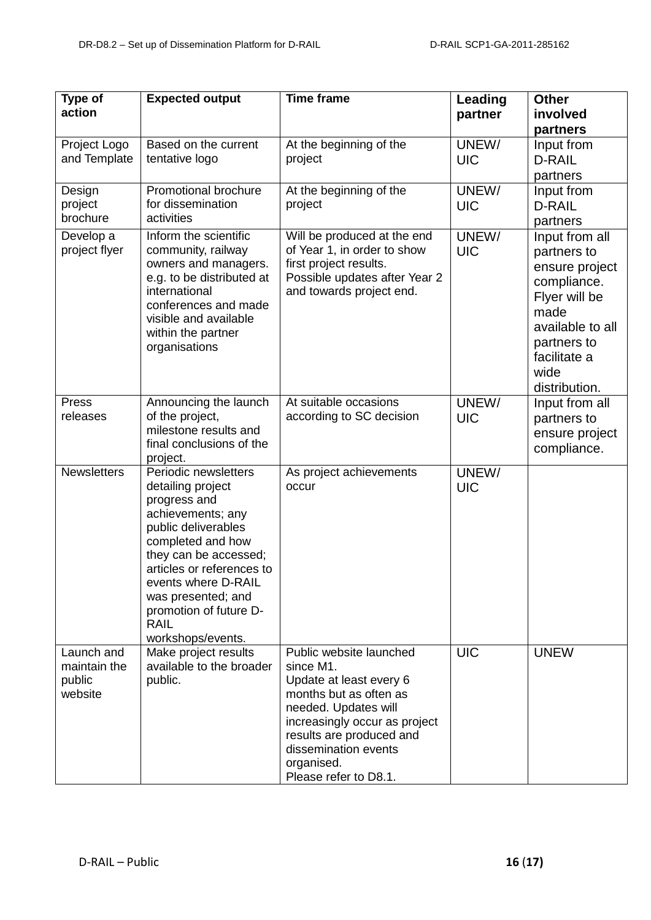| Type of action | Expected output | Time frame | Leading partner | Other involved partners |
|---|---|---|---|---|
| Project Logo and Template | Based on the current tentative logo | At the beginning of the project | UNEW/ UIC | Input from D-RAIL partners |
| Design project brochure | Promotional brochure for dissemination activities | At the beginning of the project | UNEW/ UIC | Input from D-RAIL partners |
| Develop a project flyer | Inform the scientific community, railway owners and managers. e.g. to be distributed at international conferences and made visible and available within the partner organisations | Will be produced at the end of Year 1, in order to show first project results. Possible updates after Year 2 and towards project end. | UNEW/ UIC | Input from all partners to ensure project compliance. Flyer will be made available to all partners to facilitate a wide distribution. |
| Press releases | Announcing the launch of the project, milestone results and final conclusions of the project. | At suitable occasions according to SC decision | UNEW/ UIC | Input from all partners to ensure project compliance. |
| Newsletters | Periodic newsletters detailing project progress and achievements; any public deliverables completed and how they can be accessed; articles or references to events where D-RAIL was presented; and promotion of future D-RAIL workshops/events. | As project achievements occur | UNEW/ UIC | |
| Launch and maintain the public website | Make project results available to the broader public. | Public website launched since M1. Update at least every 6 months but as often as needed. Updates will increasingly occur as project results are produced and dissemination events organised. Please refer to D8.1. | UIC | UNEW |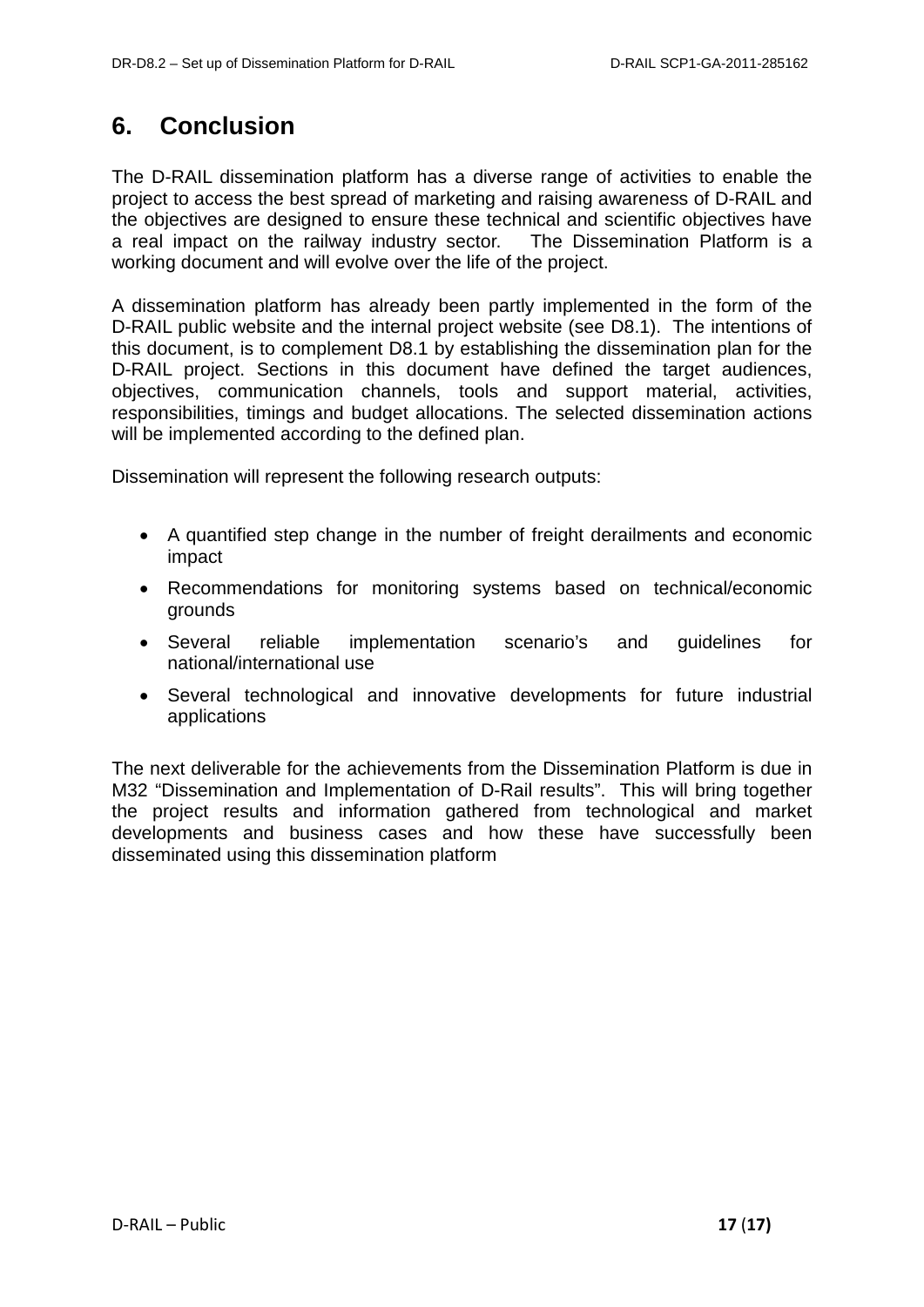# 6. Conclusion

The D-RAIL dissemination platform has a diverse range of activities to enable the project to access the best spread of marketing and raising awareness of D-RAIL and the objectives are designed to ensure these technical and scientific objectives have a real impact on the railway industry sector. The Dissemination Platform is a working document and will evolve over the life of the project.

A dissemination platform has already been partly implemented in the form of the D-RAIL public website and the internal project website (see D8.1). The intentions of this document, is to complement D8.1 by establishing the dissemination plan for the D-RAIL project. Sections in this document have defined the target audiences, objectives, communication channels, tools and support material, activities, responsibilities, timings and budget allocations. The selected dissemination actions will be implemented according to the defined plan.

Dissemination will represent the following research outputs:

- A quantified step change in the number of freight derailments and economic impact
- Recommendations for monitoring systems based on technical/economic grounds
- Several reliable implementation scenario's and guidelines for national/international use
- Several technological and innovative developments for future industrial applications

The next deliverable for the achievements from the Dissemination Platform is due in M32 "Dissemination and Implementation of D-Rail results". This will bring together the project results and information gathered from technological and market developments and business cases and how these have successfully been disseminated using this dissemination platform